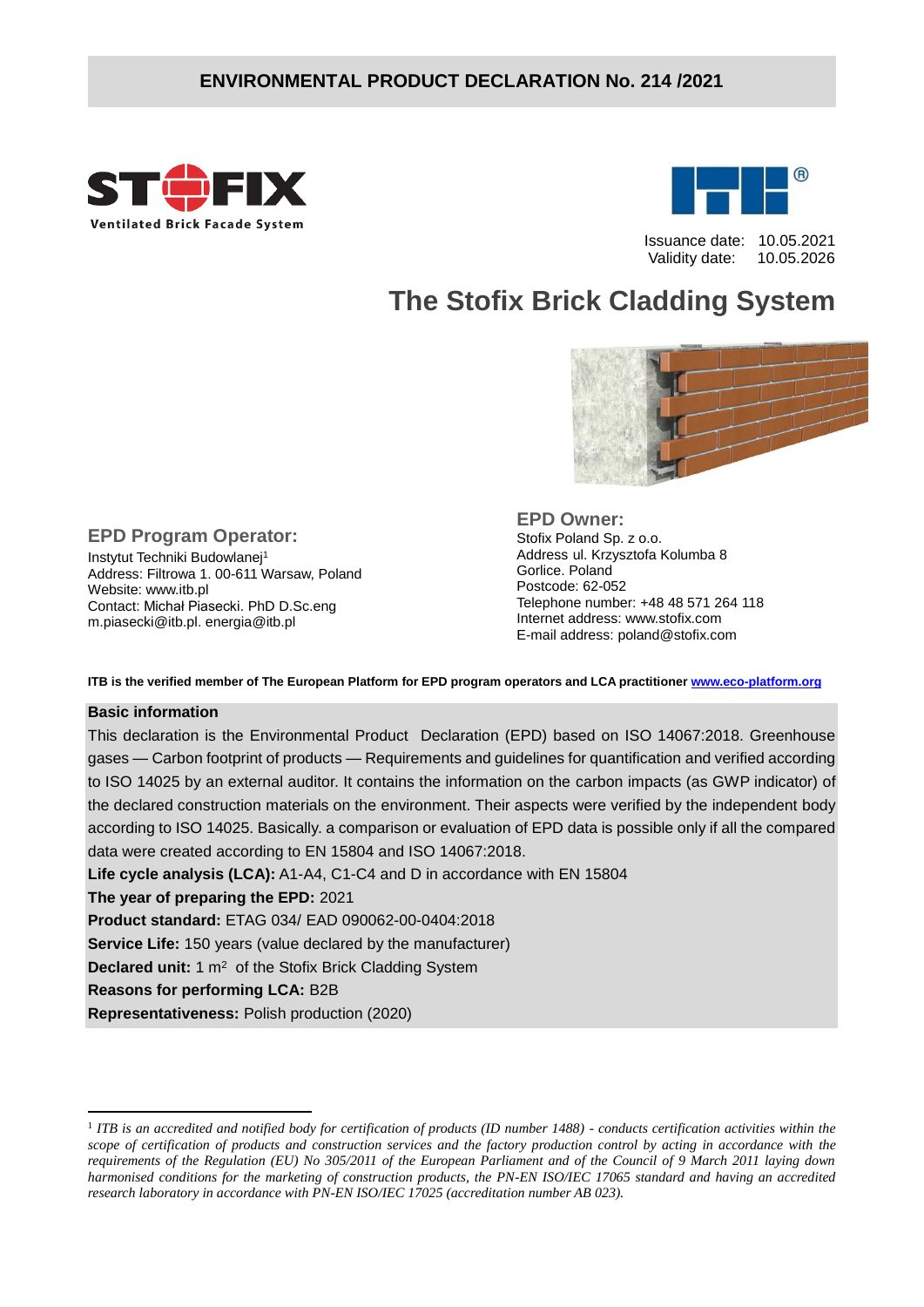# ENVIRONMENTAL PRODUCT DECLARATION No. 214 /2021

STOFIX
Ventilated Brick Facade System

Issuance date: 10.05.2021
Validity date: 10.05.2026

## The Stofix Brick Cladding System

### EPD Program Operator:

Instytut Techniki Budowlanej[1]
Address: Filtrowa 1. 00-611 Warsaw, Poland
Website: www.itb.pl
Contact: Michał Piasecki. PhD D.Sc.eng
m.piasecki@itb.pl. energia@itb.pl

### EPD Owner:

Stofix Poland Sp. z o.o.
Address ul. Krzysztofa Kolumba 8
Gorlice. Poland
Postcode: 62-052
Telephone number: +48 48 571 264 118
Internet address: www.stofix.com
E-mail address: poland@stofix.com

**ITB is the verified member of The European Platform for EPD program operators and LCA practitioner [www.eco-platform.org](http://www.eco-platform.org)**

**Basic information**

This declaration is the Environmental Product Declaration (EPD) based on ISO 14067:2018. Greenhouse gases — Carbon footprint of products — Requirements and guidelines for quantification and verified according to ISO 14025 by an external auditor. It contains the information on the carbon impacts (as GWP indicator) of the declared construction materials on the environment. Their aspects were verified by the independent body according to ISO 14025. Basically. a comparison or evaluation of EPD data is possible only if all the compared data were created according to EN 15804 and ISO 14067:2018.

**Life cycle analysis (LCA):** A1-A4, C1-C4 and D in accordance with EN 15804

**The year of preparing the EPD:** 2021

**Product standard:** ETAG 034/ EAD 090062-00-0404:2018

**Service Life:** 150 years (value declared by the manufacturer)

**Declared unit:** 1 m$^2$ of the Stofix Brick Cladding System

**Reasons for performing LCA:** B2B

**Representativeness:** Polish production (2020)

---

[1] *ITB is an accredited and notified body for certification of products (ID number 1488) - conducts certification activities within the scope of certification of products and construction services and the factory production control by acting in accordance with the requirements of the Regulation (EU) No 305/2011 of the European Parliament and of the Council of 9 March 2011 laying down harmonised conditions for the marketing of construction products, the PN-EN ISO/IEC 17065 standard and having an accredited research laboratory in accordance with PN-EN ISO/IEC 17025 (accreditation number AB 023).*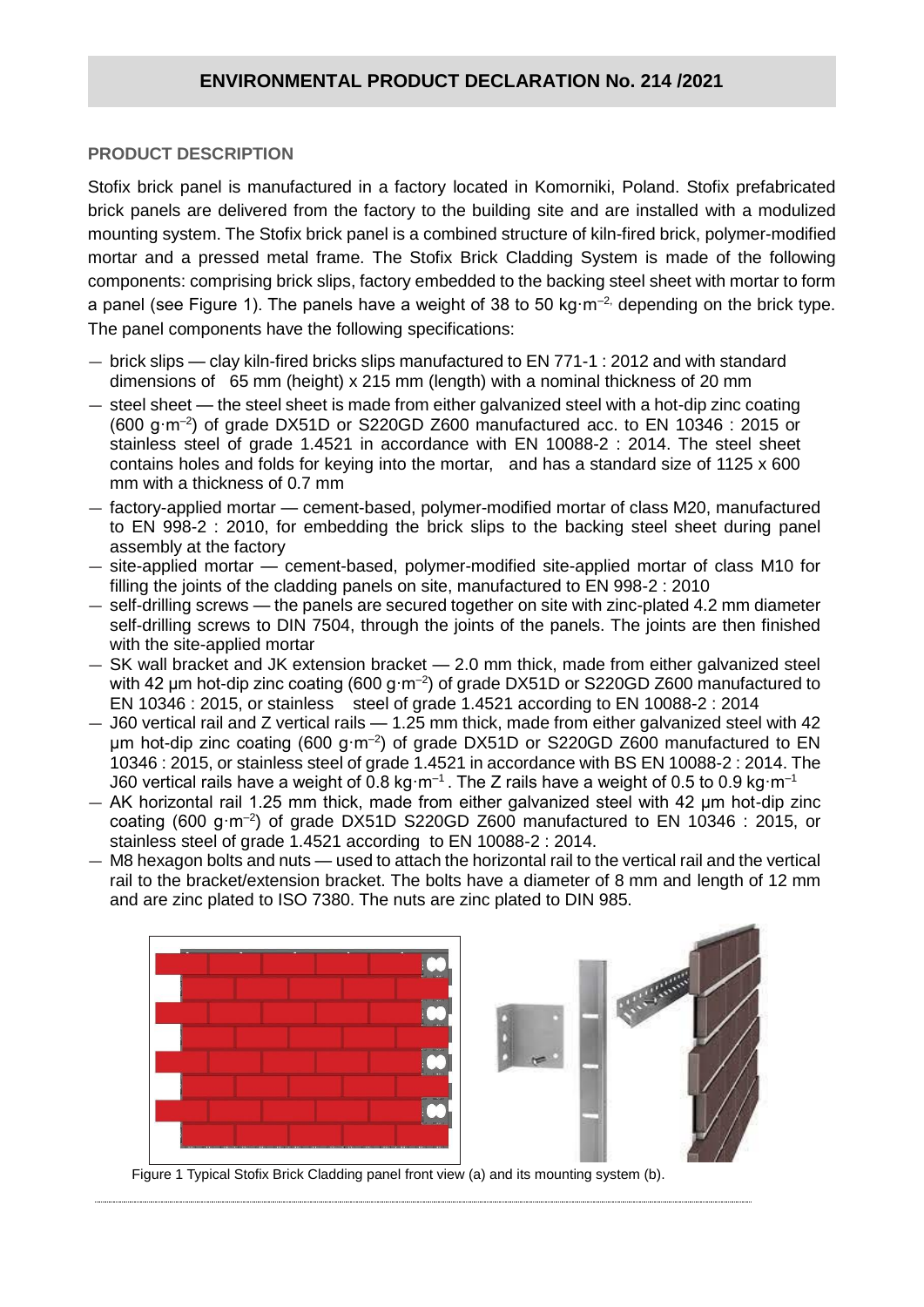## ENVIRONMENTAL PRODUCT DECLARATION No. 214 /2021

### PRODUCT DESCRIPTION

Stofix brick panel is manufactured in a factory located in Komorniki, Poland. Stofix prefabricated brick panels are delivered from the factory to the building site and are installed with a modulized mounting system. The Stofix brick panel is a combined structure of kiln-fired brick, polymer-modified mortar and a pressed metal frame. The Stofix Brick Cladding System is made of the following components: comprising brick slips, factory embedded to the backing steel sheet with mortar to form a panel (see Figure 1). The panels have a weight of 38 to 50 kg·m$^{-2}$, depending on the brick type. The panel components have the following specifications:

- brick slips — clay kiln-fired bricks slips manufactured to EN 771-1 : 2012 and with standard dimensions of 65 mm (height) x 215 mm (length) with a nominal thickness of 20 mm
- steel sheet — the steel sheet is made from either galvanized steel with a hot-dip zinc coating (600 g·m$^{-2}$) of grade DX51D or S220GD Z600 manufactured acc. to EN 10346 : 2015 or stainless steel of grade 1.4521 in accordance with EN 10088-2 : 2014. The steel sheet contains holes and folds for keying into the mortar, and has a standard size of 1125 x 600 mm with a thickness of 0.7 mm
- factory-applied mortar — cement-based, polymer-modified mortar of class M20, manufactured to EN 998-2 : 2010, for embedding the brick slips to the backing steel sheet during panel assembly at the factory
- site-applied mortar — cement-based, polymer-modified site-applied mortar of class M10 for filling the joints of the cladding panels on site, manufactured to EN 998-2 : 2010
- self-drilling screws — the panels are secured together on site with zinc-plated 4.2 mm diameter self-drilling screws to DIN 7504, through the joints of the panels. The joints are then finished with the site-applied mortar
- SK wall bracket and JK extension bracket — 2.0 mm thick, made from either galvanized steel with 42 µm hot-dip zinc coating (600 g·m$^{-2}$) of grade DX51D or S220GD Z600 manufactured to EN 10346 : 2015, or stainless steel of grade 1.4521 according to EN 10088-2 : 2014
- J60 vertical rail and Z vertical rails — 1.25 mm thick, made from either galvanized steel with 42 µm hot-dip zinc coating (600 g·m$^{-2}$) of grade DX51D or S220GD Z600 manufactured to EN 10346 : 2015, or stainless steel of grade 1.4521 in accordance with BS EN 10088-2 : 2014. The J60 vertical rails have a weight of 0.8 kg·m$^{-1}$. The Z rails have a weight of 0.5 to 0.9 kg·m$^{-1}$
- AK horizontal rail 1.25 mm thick, made from either galvanized steel with 42 µm hot-dip zinc coating (600 g·m$^{-2}$) of grade DX51D S220GD Z600 manufactured to EN 10346 : 2015, or stainless steel of grade 1.4521 according to EN 10088-2 : 2014.
- M8 hexagon bolts and nuts — used to attach the horizontal rail to the vertical rail and the vertical rail to the bracket/extension bracket. The bolts have a diameter of 8 mm and length of 12 mm and are zinc plated to ISO 7380. The nuts are zinc plated to DIN 985.

Figure 1 Typical Stofix Brick Cladding panel front view (a) and its mounting system (b).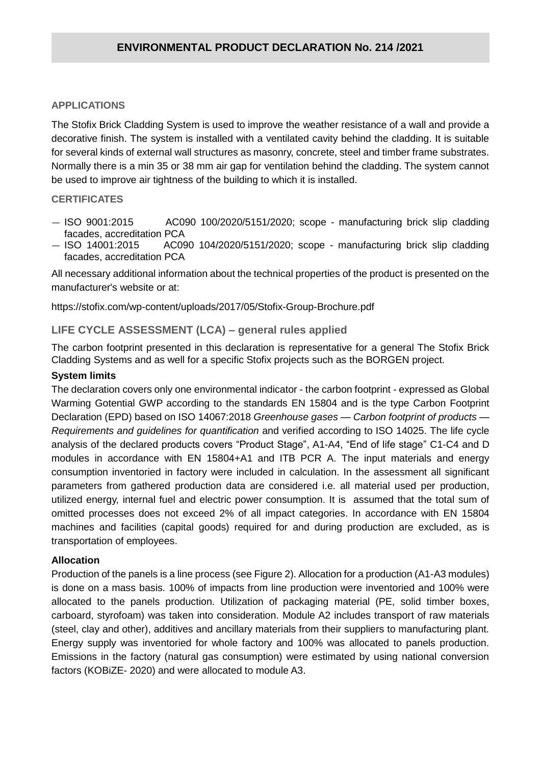# ENVIRONMENTAL PRODUCT DECLARATION No. 214 /2021

## APPLICATIONS

The Stofix Brick Cladding System is used to improve the weather resistance of a wall and provide a decorative finish. The system is installed with a ventilated cavity behind the cladding. It is suitable for several kinds of external wall structures as masonry, concrete, steel and timber frame substrates. Normally there is a min 35 or 38 mm air gap for ventilation behind the cladding. The system cannot be used to improve air tightness of the building to which it is installed.

## CERTIFICATES

- ISO 9001:2015 AC090 100/2020/5151/2020; scope - manufacturing brick slip cladding facades, accreditation PCA
- ISO 14001:2015 AC090 104/2020/5151/2020; scope - manufacturing brick slip cladding facades, accreditation PCA

All necessary additional information about the technical properties of the product is presented on the manufacturer's website or at:

https://stofix.com/wp-content/uploads/2017/05/Stofix-Group-Brochure.pdf

## LIFE CYCLE ASSESSMENT (LCA) – general rules applied

The carbon footprint presented in this declaration is representative for a general The Stofix Brick Cladding Systems and as well for a specific Stofix projects such as the BORGEN project.

### System limits

The declaration covers only one environmental indicator - the carbon footprint - expressed as Global Warming Gotential GWP according to the standards EN 15804 and is the type Carbon Footprint Declaration (EPD) based on ISO 14067:2018 *Greenhouse gases — Carbon footprint of products — Requirements and guidelines for quantification* and verified according to ISO 14025. The life cycle analysis of the declared products covers "Product Stage", A1-A4, "End of life stage" C1-C4 and D modules in accordance with EN 15804+A1 and ITB PCR A. The input materials and energy consumption inventoried in factory were included in calculation. In the assessment all significant parameters from gathered production data are considered i.e. all material used per production, utilized energy, internal fuel and electric power consumption. It is assumed that the total sum of omitted processes does not exceed 2% of all impact categories. In accordance with EN 15804 machines and facilities (capital goods) required for and during production are excluded, as is transportation of employees.

### Allocation

Production of the panels is a line process (see Figure 2). Allocation for a production (A1-A3 modules) is done on a mass basis. 100% of impacts from line production were inventoried and 100% were allocated to the panels production. Utilization of packaging material (PE, solid timber boxes, carboard, styrofoam) was taken into consideration. Module A2 includes transport of raw materials (steel, clay and other), additives and ancillary materials from their suppliers to manufacturing plant. Energy supply was inventoried for whole factory and 100% was allocated to panels production. Emissions in the factory (natural gas consumption) were estimated by using national conversion factors (KOBiZE- 2020) and were allocated to module A3.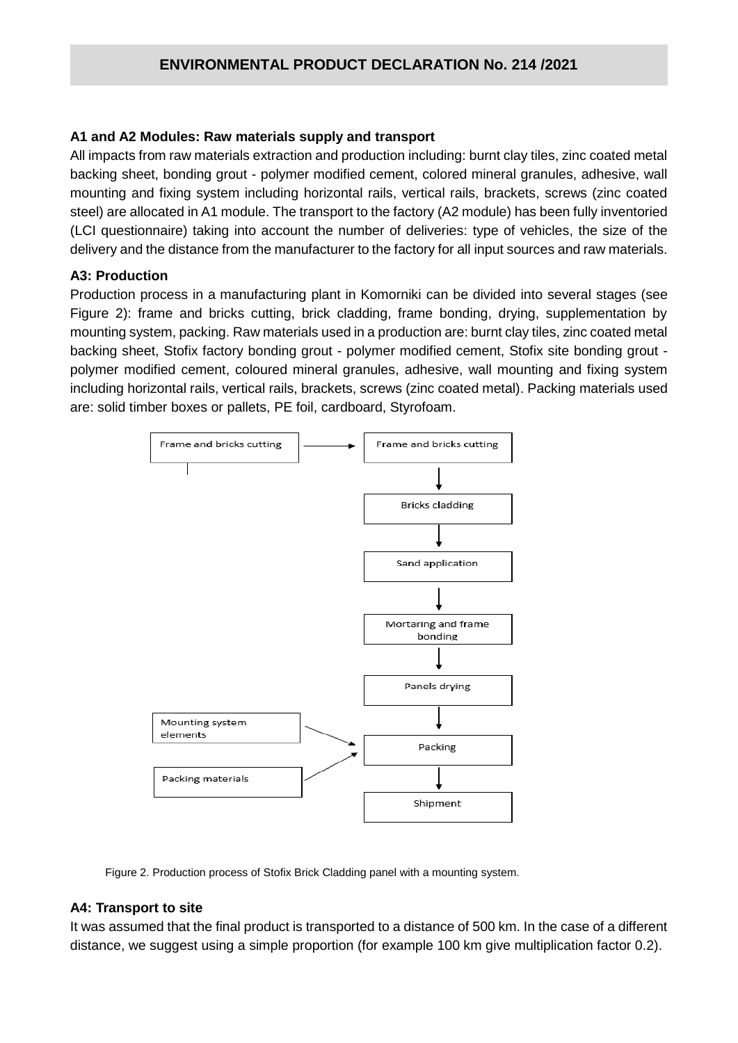## A1 and A2 Modules: Raw materials supply and transport

All impacts from raw materials extraction and production including: burnt clay tiles, zinc coated metal backing sheet, bonding grout - polymer modified cement, colored mineral granules, adhesive, wall mounting and fixing system including horizontal rails, vertical rails, brackets, screws (zinc coated steel) are allocated in A1 module. The transport to the factory (A2 module) has been fully inventoried (LCI questionnaire) taking into account the number of deliveries: type of vehicles, the size of the delivery and the distance from the manufacturer to the factory for all input sources and raw materials.

## A3: Production

Production process in a manufacturing plant in Komorniki can be divided into several stages (see Figure 2): frame and bricks cutting, brick cladding, frame bonding, drying, supplementation by mounting system, packing. Raw materials used in a production are: burnt clay tiles, zinc coated metal backing sheet, Stofix factory bonding grout - polymer modified cement, Stofix site bonding grout - polymer modified cement, coloured mineral granules, adhesive, wall mounting and fixing system including horizontal rails, vertical rails, brackets, screws (zinc coated metal). Packing materials used are: solid timber boxes or pallets, PE foil, cardboard, Styrofoam.

```
Frame and bricks cutting  --->  Frame and bricks cutting
                                        |
                                        v
                                 Bricks cladding
                                        |
                                        v
                                 Sand application
                                        |
                                        v
                             Mortaring and frame bonding
                                        |
                                        v
                                  Panels drying
                                        |
                                        v
Mounting system elements  --->       Packing
Packing materials         --->          |
                                        v
                                     Shipment
```

Figure 2. Production process of Stofix Brick Cladding panel with a mounting system.

## A4: Transport to site

It was assumed that the final product is transported to a distance of 500 km. In the case of a different distance, we suggest using a simple proportion (for example 100 km give multiplication factor 0.2).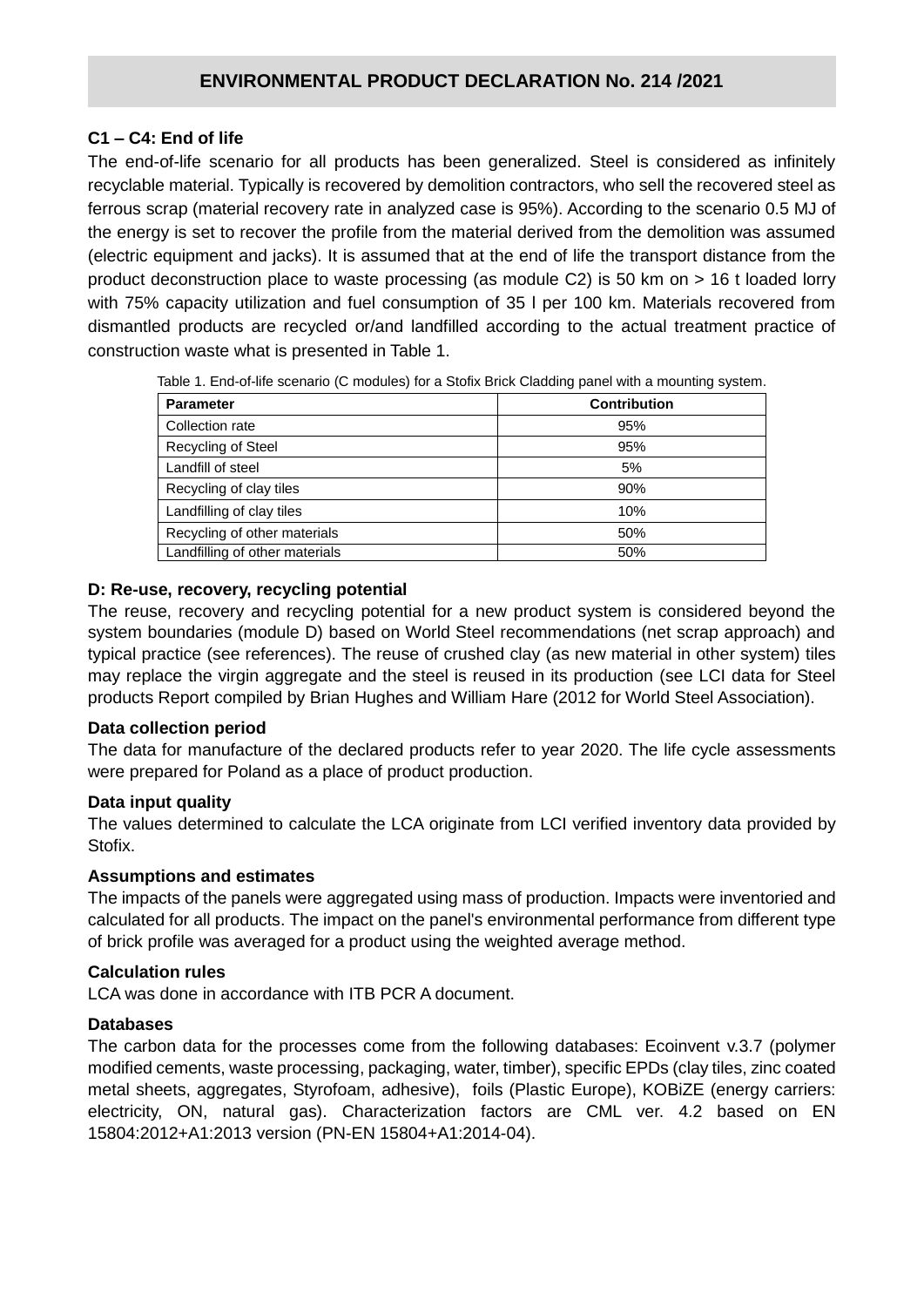## ENVIRONMENTAL PRODUCT DECLARATION No. 214 /2021

**C1 – C4: End of life**

The end-of-life scenario for all products has been generalized. Steel is considered as infinitely recyclable material. Typically is recovered by demolition contractors, who sell the recovered steel as ferrous scrap (material recovery rate in analyzed case is 95%). According to the scenario 0.5 MJ of the energy is set to recover the profile from the material derived from the demolition was assumed (electric equipment and jacks). It is assumed that at the end of life the transport distance from the product deconstruction place to waste processing (as module C2) is 50 km on > 16 t loaded lorry with 75% capacity utilization and fuel consumption of 35 l per 100 km. Materials recovered from dismantled products are recycled or/and landfilled according to the actual treatment practice of construction waste what is presented in Table 1.

Table 1. End-of-life scenario (C modules) for a Stofix Brick Cladding panel with a mounting system.

| Parameter | Contribution |
|---|---|
| Collection rate | 95% |
| Recycling of Steel | 95% |
| Landfill of steel | 5% |
| Recycling of clay tiles | 90% |
| Landfilling of clay tiles | 10% |
| Recycling of other materials | 50% |
| Landfilling of other materials | 50% |

**D: Re-use, recovery, recycling potential**

The reuse, recovery and recycling potential for a new product system is considered beyond the system boundaries (module D) based on World Steel recommendations (net scrap approach) and typical practice (see references). The reuse of crushed clay (as new material in other system) tiles may replace the virgin aggregate and the steel is reused in its production (see LCI data for Steel products Report compiled by Brian Hughes and William Hare (2012 for World Steel Association).

**Data collection period**

The data for manufacture of the declared products refer to year 2020. The life cycle assessments were prepared for Poland as a place of product production.

**Data input quality**

The values determined to calculate the LCA originate from LCI verified inventory data provided by Stofix.

**Assumptions and estimates**

The impacts of the panels were aggregated using mass of production. Impacts were inventoried and calculated for all products. The impact on the panel's environmental performance from different type of brick profile was averaged for a product using the weighted average method.

**Calculation rules**

LCA was done in accordance with ITB PCR A document.

**Databases**

The carbon data for the processes come from the following databases: Ecoinvent v.3.7 (polymer modified cements, waste processing, packaging, water, timber), specific EPDs (clay tiles, zinc coated metal sheets, aggregates, Styrofoam, adhesive), foils (Plastic Europe), KOBiZE (energy carriers: electricity, ON, natural gas). Characterization factors are CML ver. 4.2 based on EN 15804:2012+A1:2013 version (PN-EN 15804+A1:2014-04).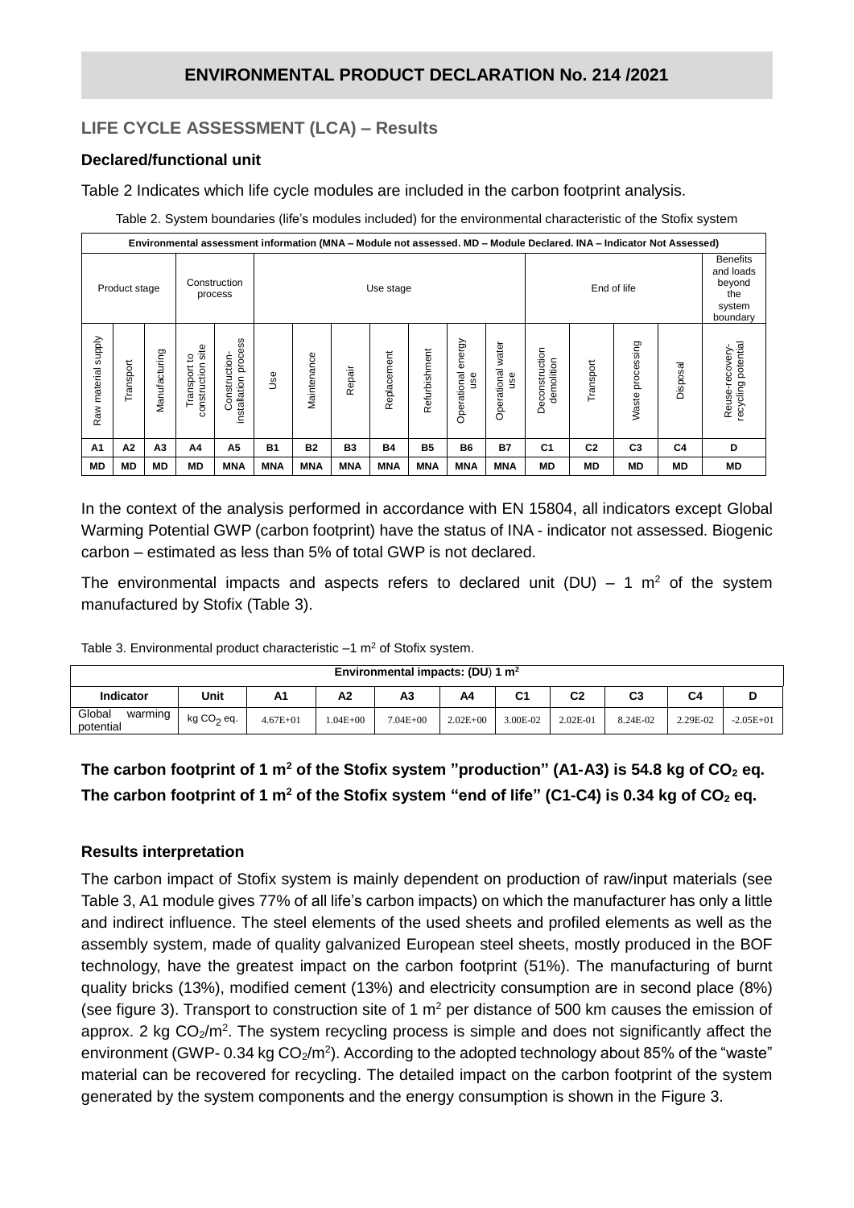## ENVIRONMENTAL PRODUCT DECLARATION No. 214 /2021

### LIFE CYCLE ASSESSMENT (LCA) – Results

#### Declared/functional unit

Table 2 Indicates which life cycle modules are included in the carbon footprint analysis.

Table 2. System boundaries (life's modules included) for the environmental characteristic of the Stofix system

| Environmental assessment information (MNA – Module not assessed. MD – Module Declared. INA – Indicator Not Assessed) | | | | | | | | | | | | | | | | |
|---|---|---|---|---|---|---|---|---|---|---|---|---|---|---|---|---|
| Product stage | | | Construction process | | Use stage | | | | | | | End of life | | | | Benefits and loads beyond the system boundary |
| Raw material supply | Transport | Manufacturing | Transport to construction site | Construction-installation process | Use | Maintenance | Repair | Replacement | Refurbishment | Operational energy use | Operational water use | Deconstruction demolition | Transport | Waste processing | Disposal | Reuse-recovery-recycling potential |
| A1 | A2 | A3 | A4 | A5 | B1 | B2 | B3 | B4 | B5 | B6 | B7 | C1 | C2 | C3 | C4 | D |
| MD | MD | MD | MD | MNA | MNA | MNA | MNA | MNA | MNA | MNA | MNA | MD | MD | MD | MD | MD |

In the context of the analysis performed in accordance with EN 15804, all indicators except Global Warming Potential GWP (carbon footprint) have the status of INA - indicator not assessed. Biogenic carbon – estimated as less than 5% of total GWP is not declared.

The environmental impacts and aspects refers to declared unit (DU) – 1 $m^2$ of the system manufactured by Stofix (Table 3).

Table 3. Environmental product characteristic –1 $m^2$ of Stofix system.

| Environmental impacts: (DU) 1 $m^2$ | | | | | | | | | | |
|---|---|---|---|---|---|---|---|---|---|---|
| Indicator | Unit | A1 | A2 | A3 | A4 | C1 | C2 | C3 | C4 | D |
| Global warming potential | kg $CO_2$ eq. | 4.67E+01 | 1.04E+00 | 7.04E+00 | 2.02E+00 | 3.00E-02 | 2.02E-01 | 8.24E-02 | 2.29E-02 | -2.05E+01 |

**The carbon footprint of 1 $m^2$ of the Stofix system "production" (A1-A3) is 54.8 kg of $CO_2$ eq.**
**The carbon footprint of 1 $m^2$ of the Stofix system "end of life" (C1-C4) is 0.34 kg of $CO_2$ eq.**

#### Results interpretation

The carbon impact of Stofix system is mainly dependent on production of raw/input materials (see Table 3, A1 module gives 77% of all life's carbon impacts) on which the manufacturer has only a little and indirect influence. The steel elements of the used sheets and profiled elements as well as the assembly system, made of quality galvanized European steel sheets, mostly produced in the BOF technology, have the greatest impact on the carbon footprint (51%). The manufacturing of burnt quality bricks (13%), modified cement (13%) and electricity consumption are in second place (8%) (see figure 3). Transport to construction site of 1 $m^2$ per distance of 500 km causes the emission of approx. 2 kg $CO_2/m^2$. The system recycling process is simple and does not significantly affect the environment (GWP- 0.34 kg $CO_2/m^2$). According to the adopted technology about 85% of the "waste" material can be recovered for recycling. The detailed impact on the carbon footprint of the system generated by the system components and the energy consumption is shown in the Figure 3.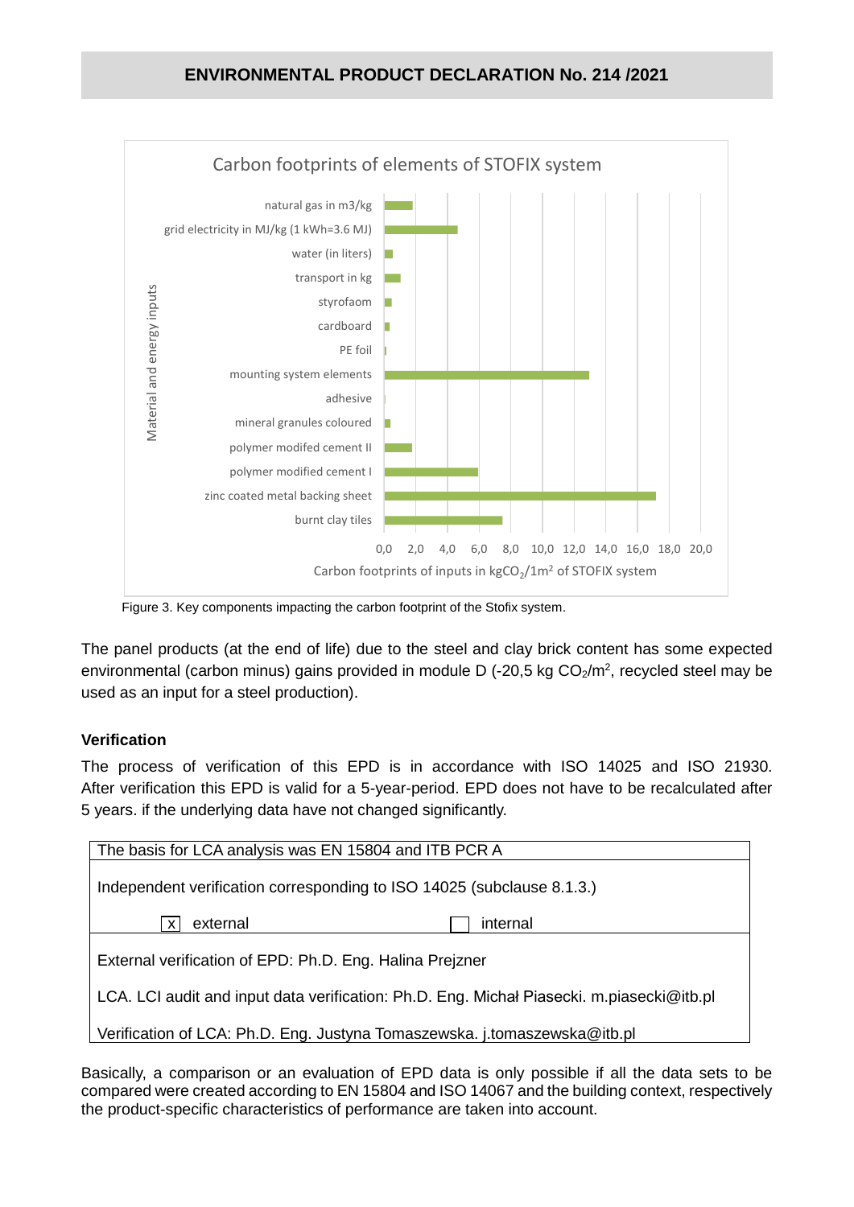Carbon footprints of elements of STOFIX system

Figure 3. Key components impacting the carbon footprint of the Stofix system.

The panel products (at the end of life) due to the steel and clay brick content has some expected environmental (carbon minus) gains provided in module D (-20,5 kg $CO_2/m^2$, recycled steel may be used as an input for a steel production).

### Verification

The process of verification of this EPD is in accordance with ISO 14025 and ISO 21930. After verification this EPD is valid for a 5-year-period. EPD does not have to be recalculated after 5 years. if the underlying data have not changed significantly.

| The basis for LCA analysis was EN 15804 and ITB PCR A | |
|---|---|
| Independent verification corresponding to ISO 14025 (subclause 8.1.3.) | |
| [x] external | [ ] internal |
| External verification of EPD: Ph.D. Eng. Halina Prejzner | |
| LCA. LCI audit and input data verification: Ph.D. Eng. Michał Piasecki. m.piasecki@itb.pl | |
| Verification of LCA: Ph.D. Eng. Justyna Tomaszewska. j.tomaszewska@itb.pl | |

Basically, a comparison or an evaluation of EPD data is only possible if all the data sets to be compared were created according to EN 15804 and ISO 14067 and the building context, respectively the product-specific characteristics of performance are taken into account.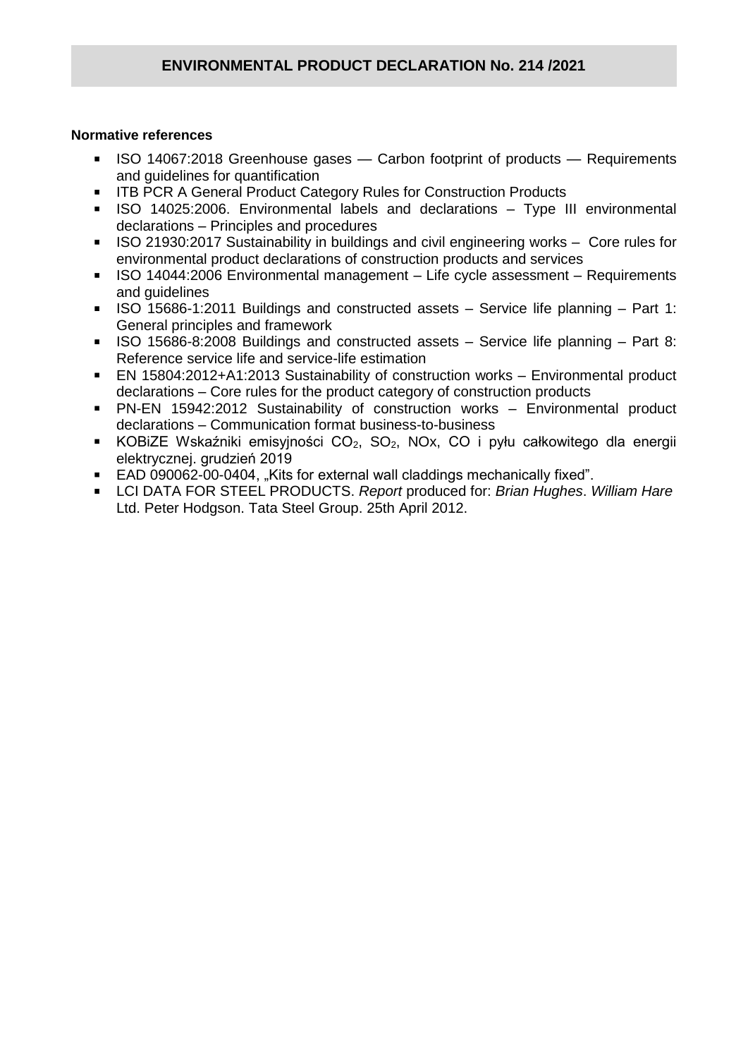## ENVIRONMENTAL PRODUCT DECLARATION No. 214 /2021

**Normative references**

- ISO 14067:2018 Greenhouse gases — Carbon footprint of products — Requirements and guidelines for quantification
- ITB PCR A General Product Category Rules for Construction Products
- ISO 14025:2006. Environmental labels and declarations – Type III environmental declarations – Principles and procedures
- ISO 21930:2017 Sustainability in buildings and civil engineering works – Core rules for environmental product declarations of construction products and services
- ISO 14044:2006 Environmental management – Life cycle assessment – Requirements and guidelines
- ISO 15686-1:2011 Buildings and constructed assets – Service life planning – Part 1: General principles and framework
- ISO 15686-8:2008 Buildings and constructed assets – Service life planning – Part 8: Reference service life and service-life estimation
- EN 15804:2012+A1:2013 Sustainability of construction works – Environmental product declarations – Core rules for the product category of construction products
- PN-EN 15942:2012 Sustainability of construction works – Environmental product declarations – Communication format business-to-business
- KOBiZE Wskaźniki emisyjności $CO_2$, $SO_2$, NOx, CO i pyłu całkowitego dla energii elektrycznej. grudzień 2019
- EAD 090062-00-0404, „Kits for external wall claddings mechanically fixed".
- LCI DATA FOR STEEL PRODUCTS. *Report* produced for: *Brian Hughes*. *William Hare* Ltd. Peter Hodgson. Tata Steel Group. 25th April 2012.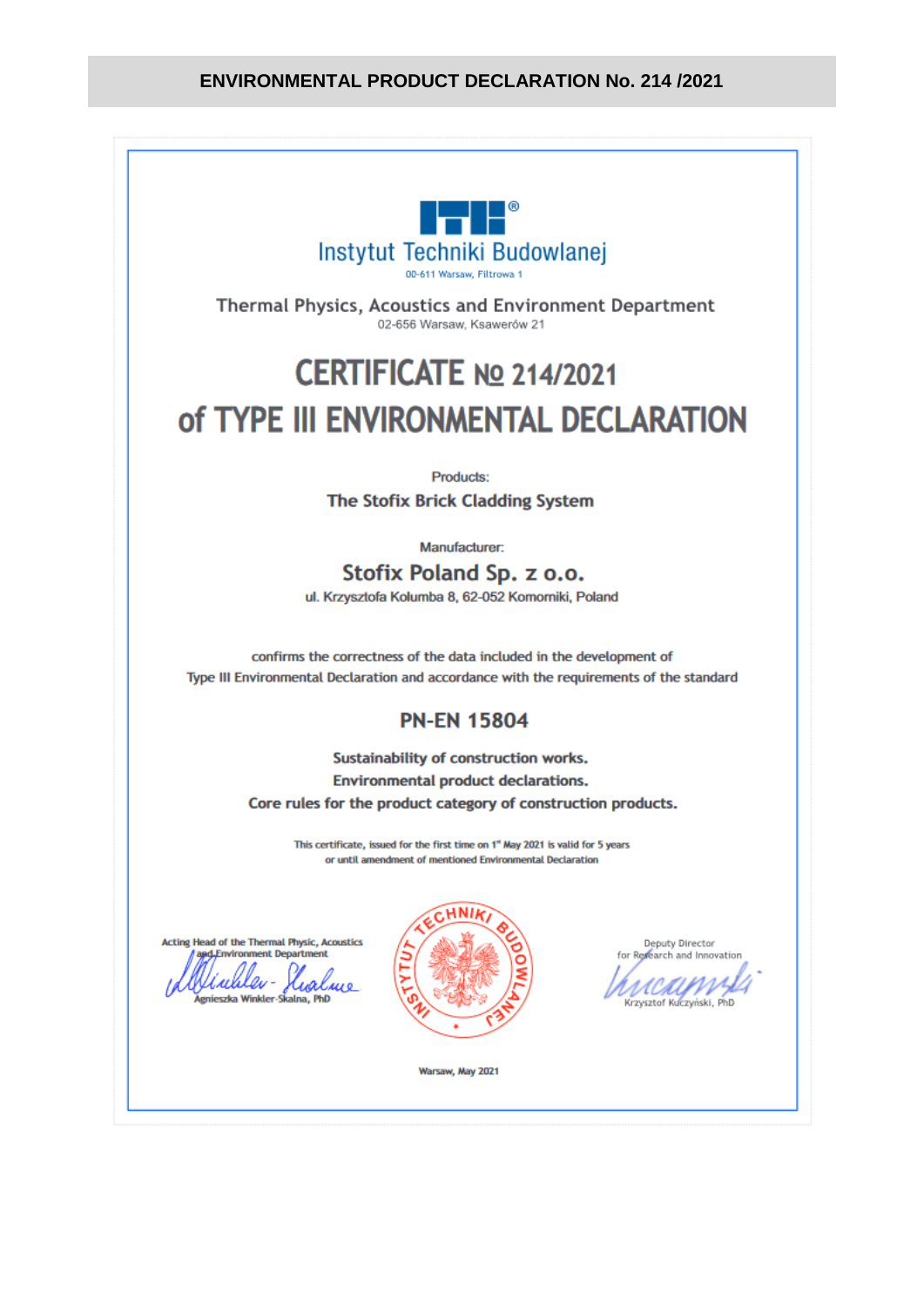## ENVIRONMENTAL PRODUCT DECLARATION No. 214 /2021

Instytut Techniki Budowlanej

00-611 Warsaw, Filtrowa 1

Thermal Physics, Acoustics and Environment Department

02-656 Warsaw, Ksawerów 21

# CERTIFICATE № 214/2021
# of TYPE III ENVIRONMENTAL DECLARATION

Products:

**The Stofix Brick Cladding System**

Manufacturer:

**Stofix Poland Sp. z o.o.**

ul. Krzysztofa Kolumba 8, 62-052 Komorniki, Poland

confirms the correctness of the data included in the development of
Type III Environmental Declaration and accordance with the requirements of the standard

**PN-EN 15804**

**Sustainability of construction works.**
**Environmental product declarations.**
**Core rules for the product category of construction products.**

This certificate, issued for the first time on 1st May 2021 is valid for 5 years
or until amendment of mentioned Environmental Declaration

Acting Head of the Thermal Physic, Acoustics and Environment Department

Agnieszka Winkler-Skalna, PhD

INSTYTUT TECHNIKI BUDOWLANEJ

Deputy Director
for Research and Innovation

Krzysztof Kuczyński, PhD

Warsaw, May 2021